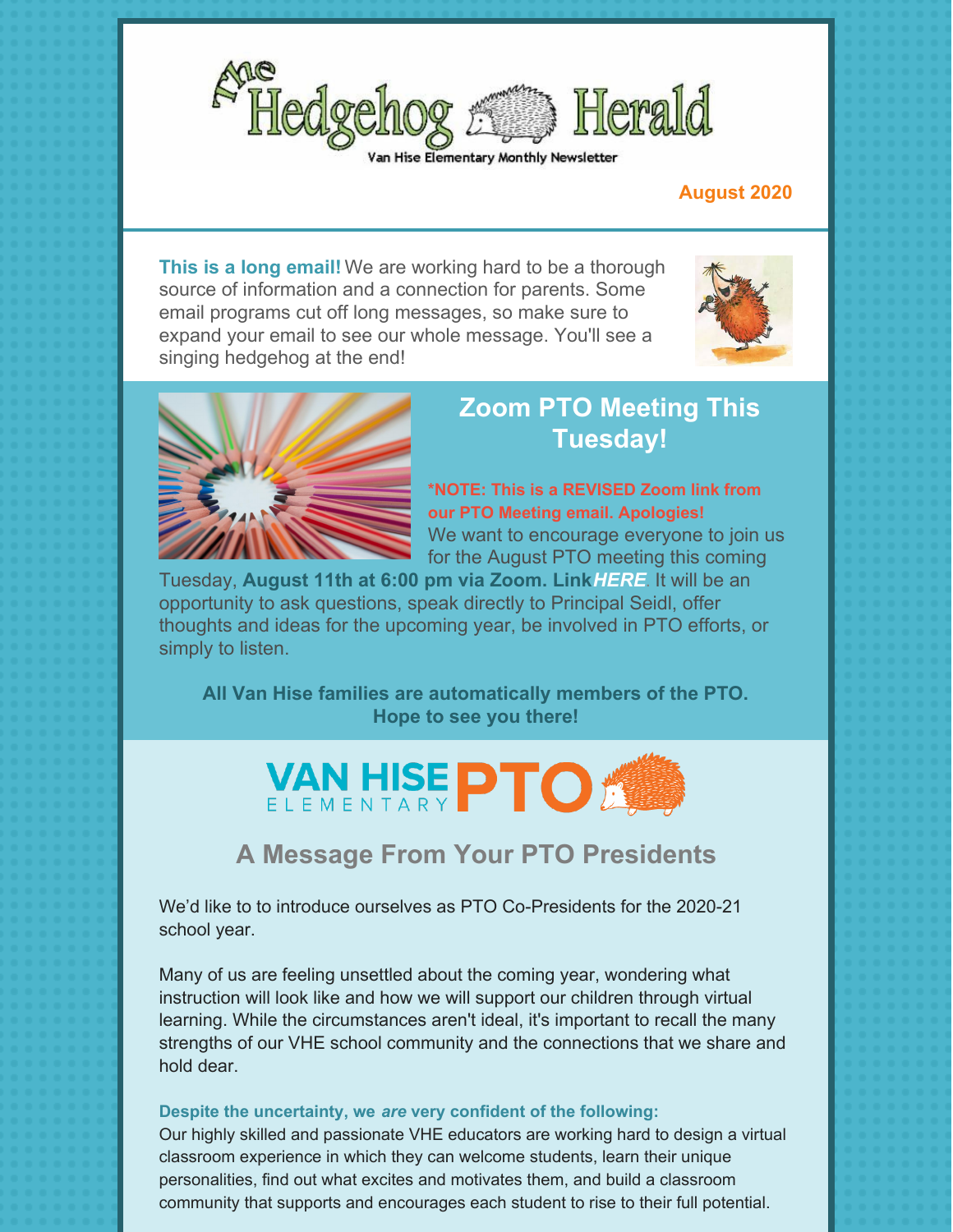# The Hedgehog Herald

Van Hise Elementary Monthly Newsletter

**August 2020**

**This is a long email!** We are working hard to be a thorough source of information and a connection for parents. Some email programs cut off long messages, so make sure to expand your email to see our whole message. You'll see a singing hedgehog at the end!

## Zoom PTO Meeting This Tuesday!

**\*NOTE: This is a REVISED Zoom link from our PTO Meeting email. Apologies!**

We want to encourage everyone to join us for the August PTO meeting this coming Tuesday, **August 11th at 6:00 pm via Zoom. Link** ***HERE***. It will be an opportunity to ask questions, speak directly to Principal Seidl, offer thoughts and ideas for the upcoming year, be involved in PTO efforts, or simply to listen.

**All Van Hise families are automatically members of the PTO. Hope to see you there!**

VAN HISE ELEMENTARY PTO

## A Message From Your PTO Presidents

We'd like to to introduce ourselves as PTO Co-Presidents for the 2020-21 school year.

Many of us are feeling unsettled about the coming year, wondering what instruction will look like and how we will support our children through virtual learning. While the circumstances aren't ideal, it's important to recall the many strengths of our VHE school community and the connections that we share and hold dear.

**Despite the uncertainty, we *are* very confident of the following:**

Our highly skilled and passionate VHE educators are working hard to design a virtual classroom experience in which they can welcome students, learn their unique personalities, find out what excites and motivates them, and build a classroom community that supports and encourages each student to rise to their full potential.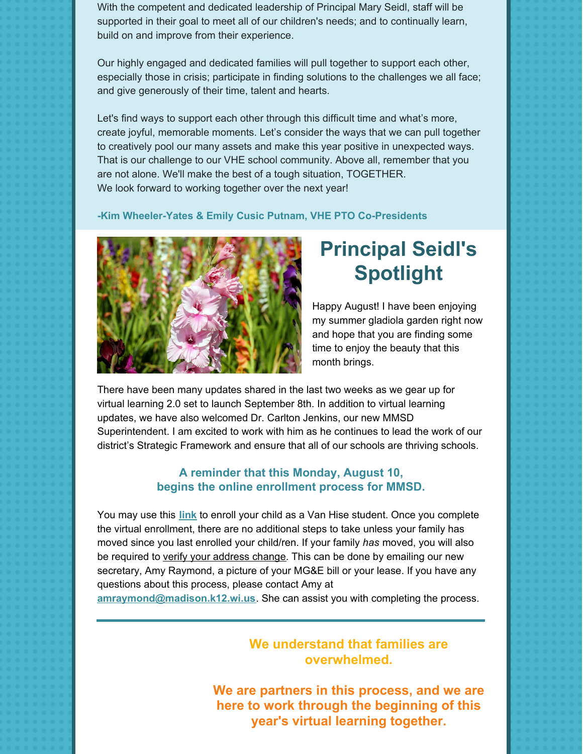With the competent and dedicated leadership of Principal Mary Seidl, staff will be supported in their goal to meet all of our children's needs; and to continually learn, build on and improve from their experience.

Our highly engaged and dedicated families will pull together to support each other, especially those in crisis; participate in finding solutions to the challenges we all face; and give generously of their time, talent and hearts.

Let's find ways to support each other through this difficult time and what's more, create joyful, memorable moments. Let's consider the ways that we can pull together to creatively pool our many assets and make this year positive in unexpected ways. That is our challenge to our VHE school community. Above all, remember that you are not alone. We'll make the best of a tough situation, TOGETHER.
We look forward to working together over the next year!

**-Kim Wheeler-Yates & Emily Cusic Putnam, VHE PTO Co-Presidents**

# Principal Seidl's Spotlight

Happy August! I have been enjoying my summer gladiola garden right now and hope that you are finding some time to enjoy the beauty that this month brings.

There have been many updates shared in the last two weeks as we gear up for virtual learning 2.0 set to launch September 8th. In addition to virtual learning updates, we have also welcomed Dr. Carlton Jenkins, our new MMSD Superintendent. I am excited to work with him as he continues to lead the work of our district's Strategic Framework and ensure that all of our schools are thriving schools.

**A reminder that this Monday, August 10, begins the online enrollment process for MMSD.**

You may use this **link** to enroll your child as a Van Hise student. Once you complete the virtual enrollment, there are no additional steps to take unless your family has moved since you last enrolled your child/ren. If your family *has* moved, you will also be required to verify your address change. This can be done by emailing our new secretary, Amy Raymond, a picture of your MG&E bill or your lease. If you have any questions about this process, please contact Amy at **amraymond@madison.k12.wi.us**. She can assist you with completing the process.

---

**We understand that families are overwhelmed.**

**We are partners in this process, and we are here to work through the beginning of this year's virtual learning together.**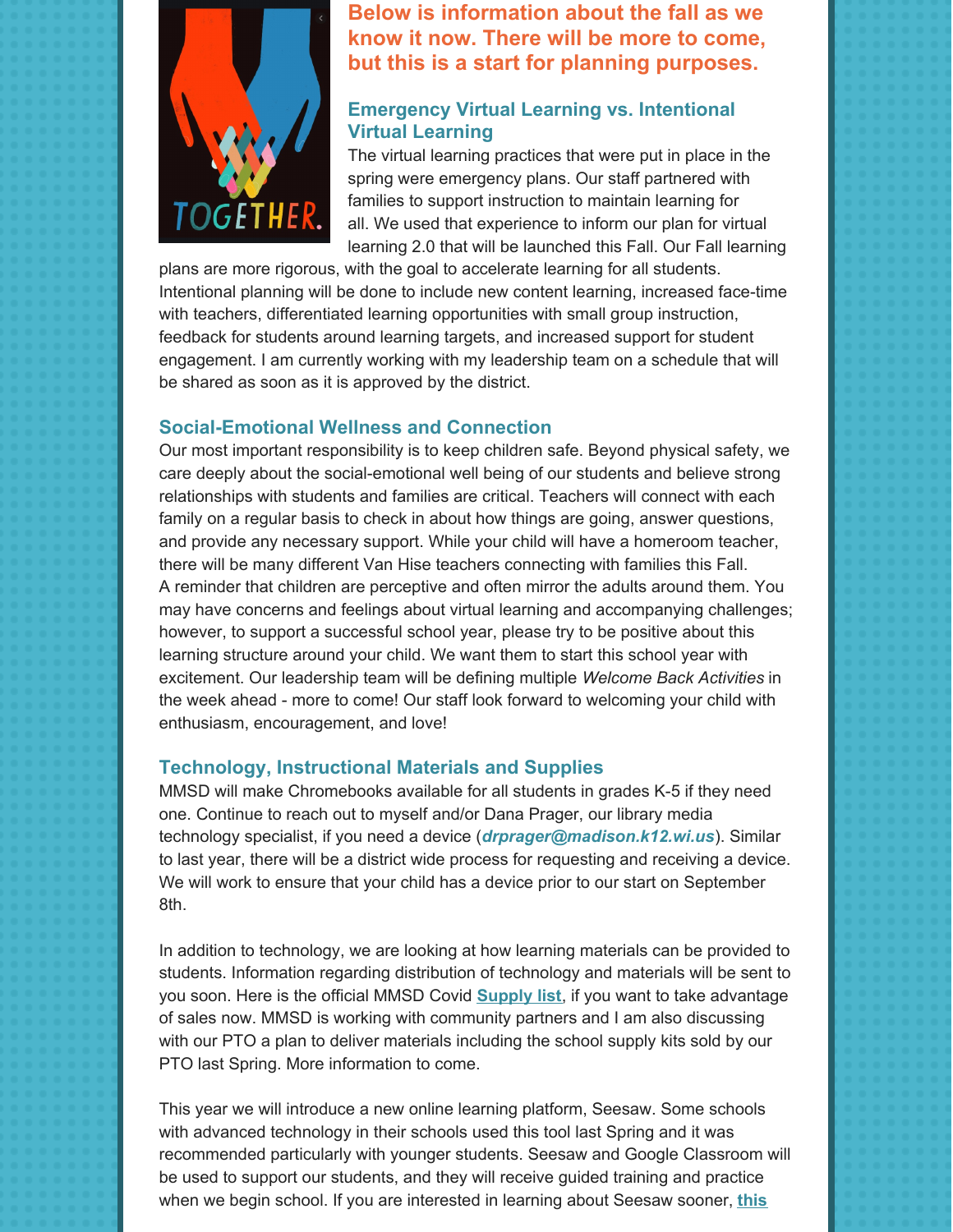**Below is information about the fall as we know it now. There will be more to come, but this is a start for planning purposes.**

### Emergency Virtual Learning vs. Intentional Virtual Learning

The virtual learning practices that were put in place in the spring were emergency plans. Our staff partnered with families to support instruction to maintain learning for all. We used that experience to inform our plan for virtual learning 2.0 that will be launched this Fall. Our Fall learning plans are more rigorous, with the goal to accelerate learning for all students. Intentional planning will be done to include new content learning, increased face-time with teachers, differentiated learning opportunities with small group instruction, feedback for students around learning targets, and increased support for student engagement. I am currently working with my leadership team on a schedule that will be shared as soon as it is approved by the district.

### Social-Emotional Wellness and Connection

Our most important responsibility is to keep children safe. Beyond physical safety, we care deeply about the social-emotional well being of our students and believe strong relationships with students and families are critical. Teachers will connect with each family on a regular basis to check in about how things are going, answer questions, and provide any necessary support. While your child will have a homeroom teacher, there will be many different Van Hise teachers connecting with families this Fall. A reminder that children are perceptive and often mirror the adults around them. You may have concerns and feelings about virtual learning and accompanying challenges; however, to support a successful school year, please try to be positive about this learning structure around your child. We want them to start this school year with excitement. Our leadership team will be defining multiple *Welcome Back Activities* in the week ahead - more to come! Our staff look forward to welcoming your child with enthusiasm, encouragement, and love!

### Technology, Instructional Materials and Supplies

MMSD will make Chromebooks available for all students in grades K-5 if they need one. Continue to reach out to myself and/or Dana Prager, our library media technology specialist, if you need a device (***drprager@madison.k12.wi.us***). Similar to last year, there will be a district wide process for requesting and receiving a device. We will work to ensure that your child has a device prior to our start on September 8th.

In addition to technology, we are looking at how learning materials can be provided to students. Information regarding distribution of technology and materials will be sent to you soon. Here is the official MMSD Covid **Supply list**, if you want to take advantage of sales now. MMSD is working with community partners and I am also discussing with our PTO a plan to deliver materials including the school supply kits sold by our PTO last Spring. More information to come.

This year we will introduce a new online learning platform, Seesaw. Some schools with advanced technology in their schools used this tool last Spring and it was recommended particularly with younger students. Seesaw and Google Classroom will be used to support our students, and they will receive guided training and practice when we begin school. If you are interested in learning about Seesaw sooner, **this**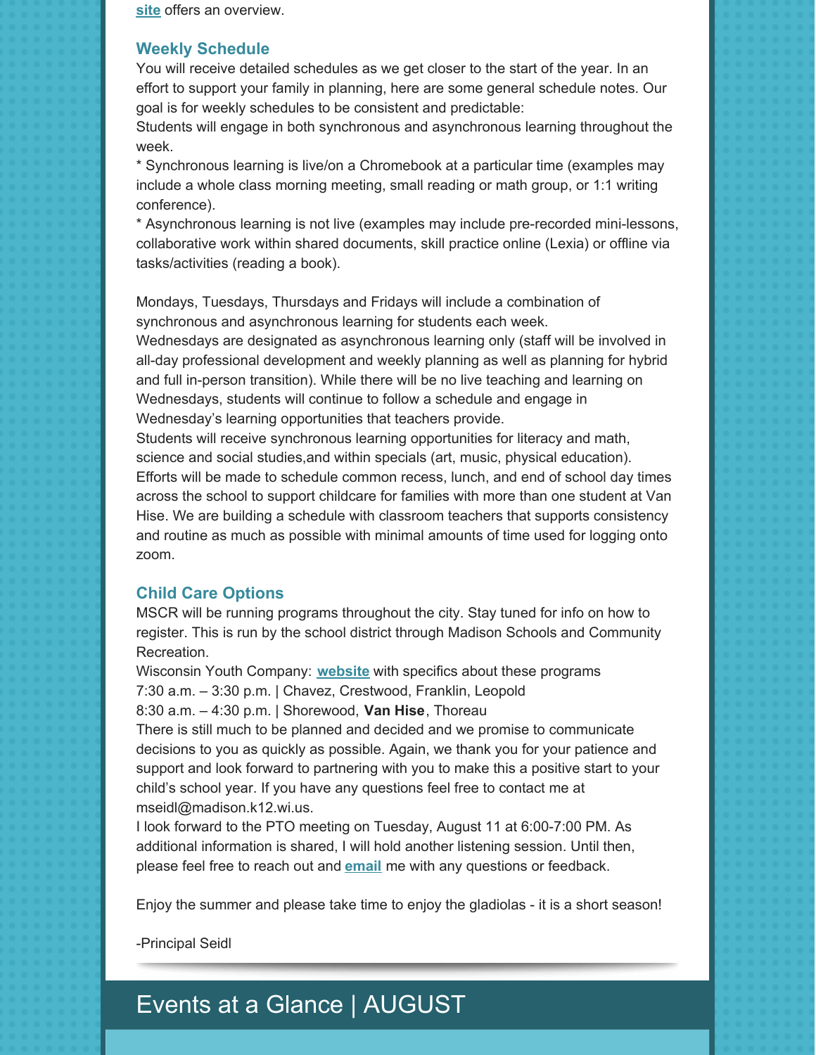site offers an overview.

## Weekly Schedule

You will receive detailed schedules as we get closer to the start of the year. In an effort to support your family in planning, here are some general schedule notes. Our goal is for weekly schedules to be consistent and predictable:

Students will engage in both synchronous and asynchronous learning throughout the week.

* Synchronous learning is live/on a Chromebook at a particular time (examples may include a whole class morning meeting, small reading or math group, or 1:1 writing conference).

* Asynchronous learning is not live (examples may include pre-recorded mini-lessons, collaborative work within shared documents, skill practice online (Lexia) or offline via tasks/activities (reading a book).

Mondays, Tuesdays, Thursdays and Fridays will include a combination of synchronous and asynchronous learning for students each week.

Wednesdays are designated as asynchronous learning only (staff will be involved in all-day professional development and weekly planning as well as planning for hybrid and full in-person transition). While there will be no live teaching and learning on Wednesdays, students will continue to follow a schedule and engage in Wednesday's learning opportunities that teachers provide.

Students will receive synchronous learning opportunities for literacy and math, science and social studies,and within specials (art, music, physical education).

Efforts will be made to schedule common recess, lunch, and end of school day times across the school to support childcare for families with more than one student at Van Hise. We are building a schedule with classroom teachers that supports consistency and routine as much as possible with minimal amounts of time used for logging onto zoom.

## Child Care Options

MSCR will be running programs throughout the city. Stay tuned for info on how to register. This is run by the school district through Madison Schools and Community Recreation.

Wisconsin Youth Company: **website** with specifics about these programs

7:30 a.m. – 3:30 p.m. | Chavez, Crestwood, Franklin, Leopold

8:30 a.m. – 4:30 p.m. | Shorewood, **Van Hise**, Thoreau

There is still much to be planned and decided and we promise to communicate decisions to you as quickly as possible. Again, we thank you for your patience and support and look forward to partnering with you to make this a positive start to your child's school year. If you have any questions feel free to contact me at mseidl@madison.k12.wi.us.

I look forward to the PTO meeting on Tuesday, August 11 at 6:00-7:00 PM. As additional information is shared, I will hold another listening session. Until then, please feel free to reach out and **email** me with any questions or feedback.

Enjoy the summer and please take time to enjoy the gladiolas - it is a short season!

-Principal Seidl

# Events at a Glance | AUGUST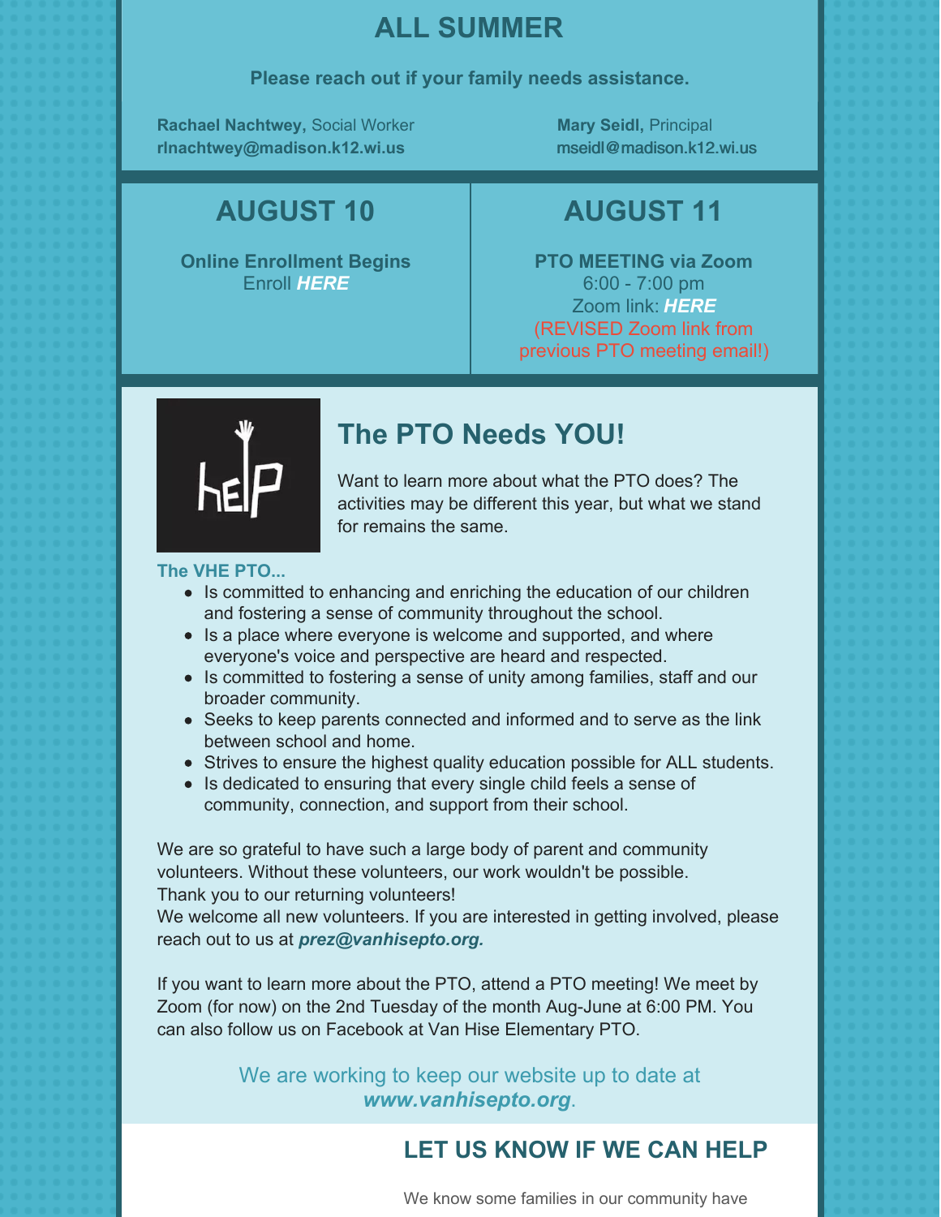## ALL SUMMER

**Please reach out if your family needs assistance.**

**Rachael Nachtwey,** Social Worker
**rlnachtwey@madison.k12.wi.us**

**Mary Seidl,** Principal
**mseidl@madison.k12.wi.us**

## AUGUST 10

**Online Enrollment Begins**
Enroll ***HERE***

## AUGUST 11

**PTO MEETING via Zoom**
6:00 - 7:00 pm
Zoom link: ***HERE***
(REVISED Zoom link from previous PTO meeting email!)

## The PTO Needs YOU!

Want to learn more about what the PTO does? The activities may be different this year, but what we stand for remains the same.

**The VHE PTO...**

- Is committed to enhancing and enriching the education of our children and fostering a sense of community throughout the school.
- Is a place where everyone is welcome and supported, and where everyone's voice and perspective are heard and respected.
- Is committed to fostering a sense of unity among families, staff and our broader community.
- Seeks to keep parents connected and informed and to serve as the link between school and home.
- Strives to ensure the highest quality education possible for ALL students.
- Is dedicated to ensuring that every single child feels a sense of community, connection, and support from their school.

We are so grateful to have such a large body of parent and community volunteers. Without these volunteers, our work wouldn't be possible.
Thank you to our returning volunteers!
We welcome all new volunteers. If you are interested in getting involved, please reach out to us at ***prez@vanhisepto.org.***

If you want to learn more about the PTO, attend a PTO meeting! We meet by Zoom (for now) on the 2nd Tuesday of the month Aug-June at 6:00 PM. You can also follow us on Facebook at Van Hise Elementary PTO.

We are working to keep our website up to date at ***www.vanhisepto.org***.

## LET US KNOW IF WE CAN HELP

We know some families in our community have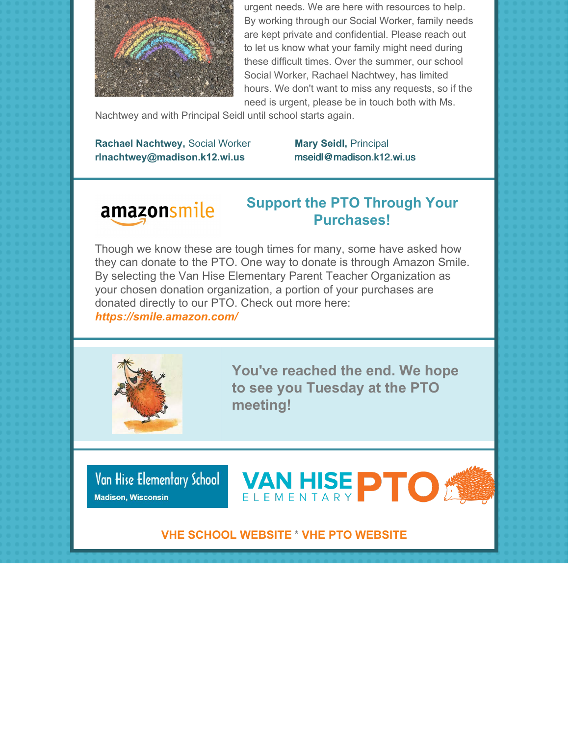urgent needs. We are here with resources to help. By working through our Social Worker, family needs are kept private and confidential. Please reach out to let us know what your family might need during these difficult times. Over the summer, our school Social Worker, Rachael Nachtwey, has limited hours. We don't want to miss any requests, so if the need is urgent, please be in touch both with Ms. Nachtwey and with Principal Seidl until school starts again.

**Rachael Nachtwey,** Social Worker
**rlnachtwey@madison.k12.wi.us**

**Mary Seidl,** Principal
mseidl@madison.k12.wi.us

## Support the PTO Through Your Purchases!

Though we know these are tough times for many, some have asked how they can donate to the PTO. One way to donate is through Amazon Smile. By selecting the Van Hise Elementary Parent Teacher Organization as your chosen donation organization, a portion of your purchases are donated directly to our PTO. Check out more here: ***https://smile.amazon.com/***

**You've reached the end. We hope to see you Tuesday at the PTO meeting!**

Van Hise Elementary School
**Madison, Wisconsin**

VAN HISE ELEMENTARY PTO

**VHE SCHOOL WEBSITE** * **VHE PTO WEBSITE**